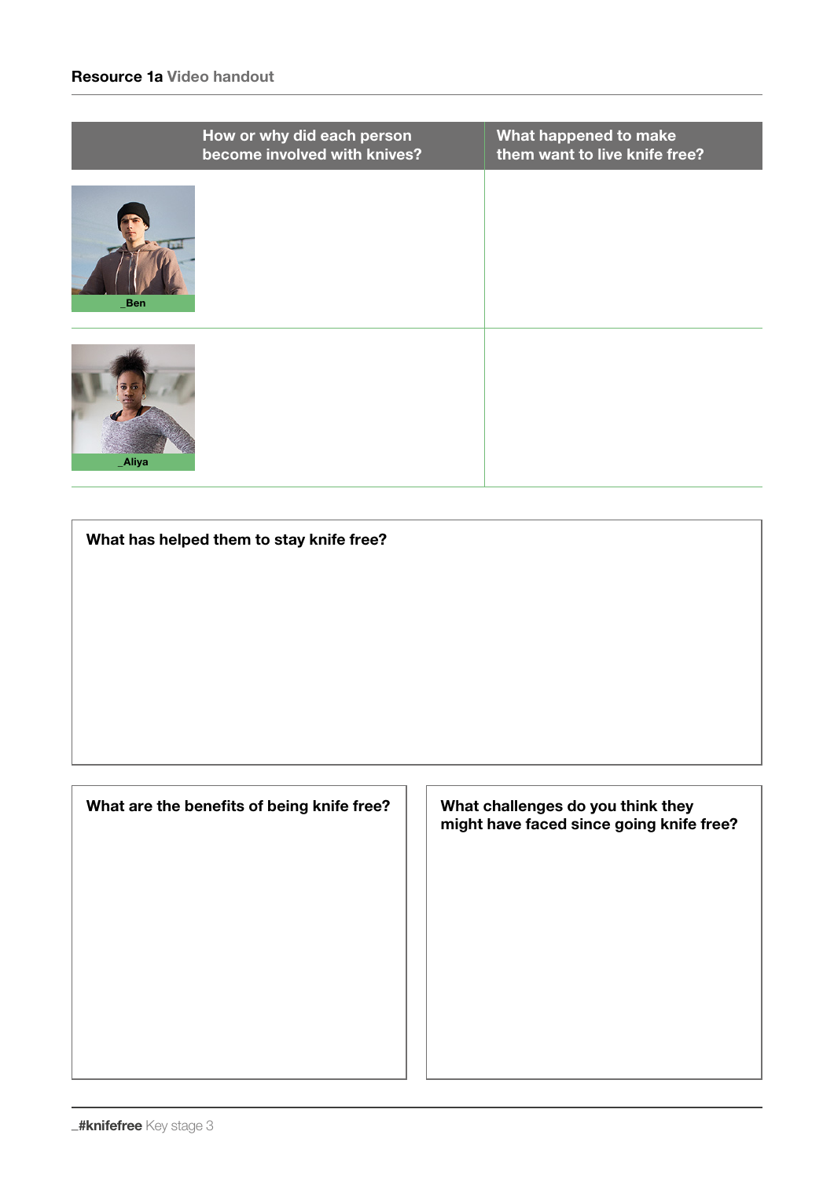**Resource 1a** Video handout

| | How or why did each person become involved with knives? | What happened to make them want to live knife free? |
| --- | --- | --- |
| _Ben | | |
| _Aliya | | |

**What has helped them to stay knife free?**

**What are the benefits of being knife free?**

**What challenges do you think they might have faced since going knife free?**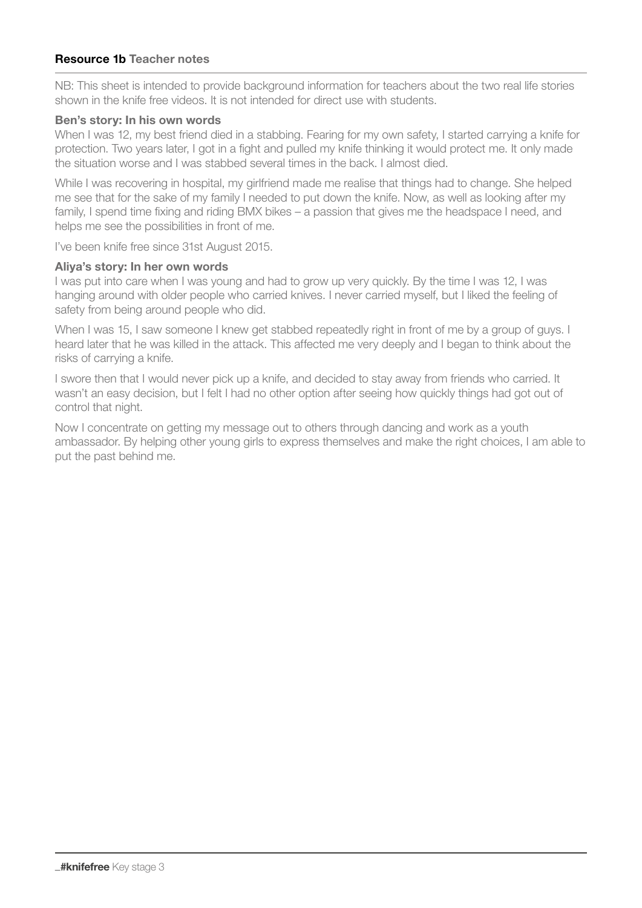## **Resource 1b** Teacher notes

NB: This sheet is intended to provide background information for teachers about the two real life stories shown in the knife free videos. It is not intended for direct use with students.

### Ben's story: In his own words

When I was 12, my best friend died in a stabbing. Fearing for my own safety, I started carrying a knife for protection. Two years later, I got in a fight and pulled my knife thinking it would protect me. It only made the situation worse and I was stabbed several times in the back. I almost died.

While I was recovering in hospital, my girlfriend made me realise that things had to change. She helped me see that for the sake of my family I needed to put down the knife. Now, as well as looking after my family, I spend time fixing and riding BMX bikes – a passion that gives me the headspace I need, and helps me see the possibilities in front of me.

I've been knife free since 31st August 2015.

### Aliya's story: In her own words

I was put into care when I was young and had to grow up very quickly. By the time I was 12, I was hanging around with older people who carried knives. I never carried myself, but I liked the feeling of safety from being around people who did.

When I was 15, I saw someone I knew get stabbed repeatedly right in front of me by a group of guys. I heard later that he was killed in the attack. This affected me very deeply and I began to think about the risks of carrying a knife.

I swore then that I would never pick up a knife, and decided to stay away from friends who carried. It wasn't an easy decision, but I felt I had no other option after seeing how quickly things had got out of control that night.

Now I concentrate on getting my message out to others through dancing and work as a youth ambassador. By helping other young girls to express themselves and make the right choices, I am able to put the past behind me.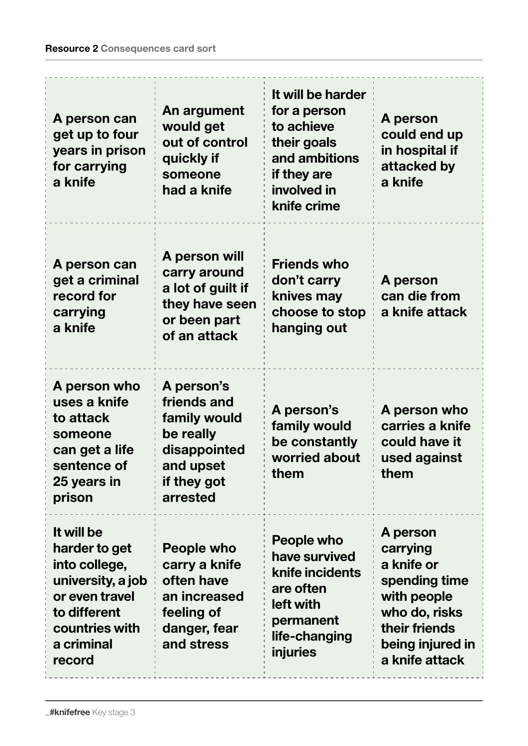**Resource 2** Consequences card sort

| | | | |
|---|---|---|---|
| **A person can get up to four years in prison for carrying a knife** | **An argument would get out of control quickly if someone had a knife** | **It will be harder for a person to achieve their goals and ambitions if they are involved in knife crime** | **A person could end up in hospital if attacked by a knife** |
| **A person can get a criminal record for carrying a knife** | **A person will carry around a lot of guilt if they have seen or been part of an attack** | **Friends who don't carry knives may choose to stop hanging out** | **A person can die from a knife attack** |
| **A person who uses a knife to attack someone can get a life sentence of 25 years in prison** | **A person's friends and family would be really disappointed and upset if they got arrested** | **A person's family would be constantly worried about them** | **A person who carries a knife could have it used against them** |
| **It will be harder to get into college, university, a job or even travel to different countries with a criminal record** | **People who carry a knife often have an increased feeling of danger, fear and stress** | **People who have survived knife incidents are often left with permanent life-changing injuries** | **A person carrying a knife or spending time with people who do, risks their friends being injured in a knife attack** |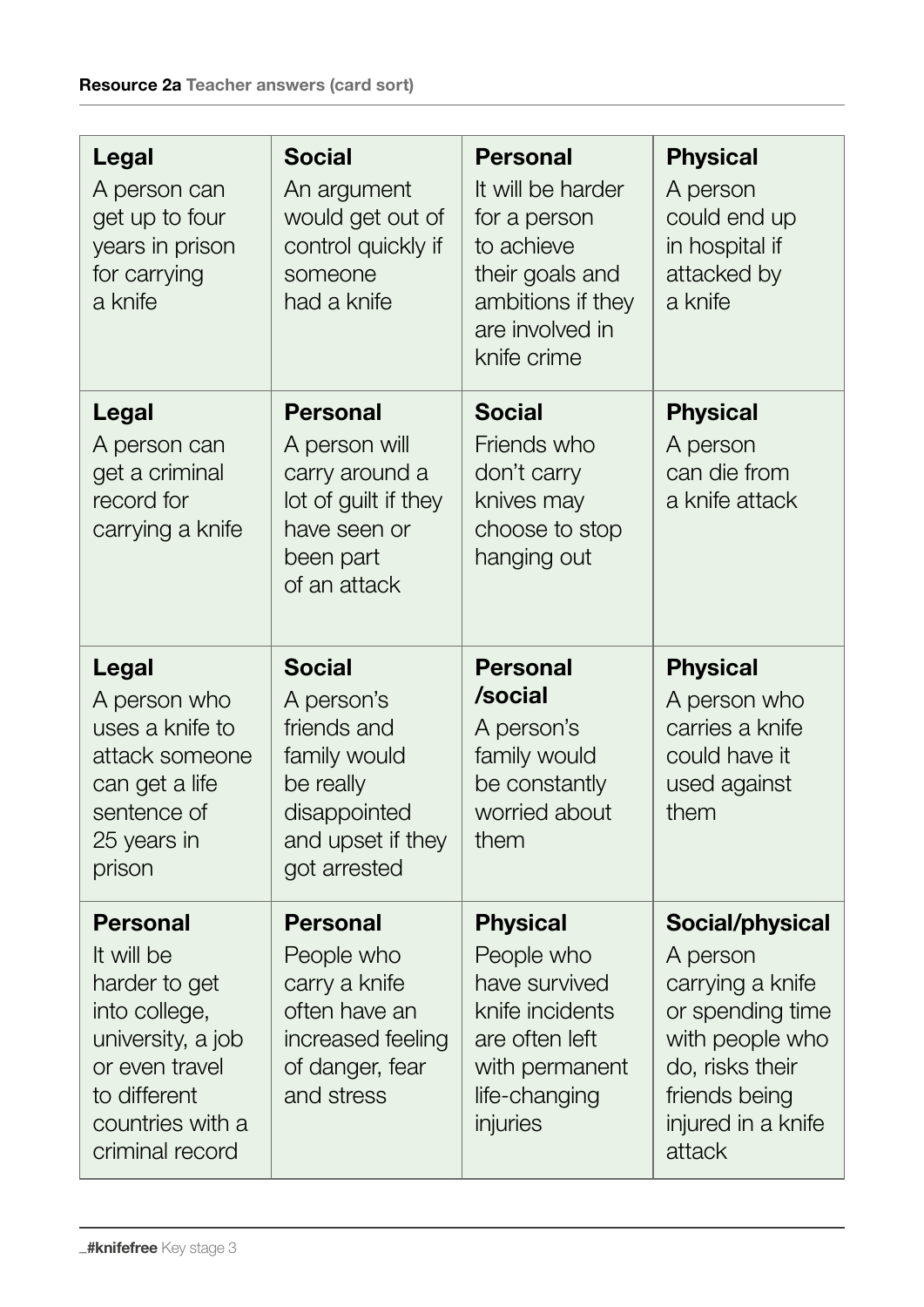**Resource 2a** Teacher answers (card sort)

| | | | |
|---|---|---|---|
| **Legal** A person can get up to four years in prison for carrying a knife | **Social** An argument would get out of control quickly if someone had a knife | **Personal** It will be harder for a person to achieve their goals and ambitions if they are involved in knife crime | **Physical** A person could end up in hospital if attacked by a knife |
| **Legal** A person can get a criminal record for carrying a knife | **Personal** A person will carry around a lot of guilt if they have seen or been part of an attack | **Social** Friends who don't carry knives may choose to stop hanging out | **Physical** A person can die from a knife attack |
| **Legal** A person who uses a knife to attack someone can get a life sentence of 25 years in prison | **Social** A person's friends and family would be really disappointed and upset if they got arrested | **Personal /social** A person's family would be constantly worried about them | **Physical** A person who carries a knife could have it used against them |
| **Personal** It will be harder to get into college, university, a job or even travel to different countries with a criminal record | **Personal** People who carry a knife often have an increased feeling of danger, fear and stress | **Physical** People who have survived knife incidents are often left with permanent life-changing injuries | **Social/physical** A person carrying a knife or spending time with people who do, risks their friends being injured in a knife attack |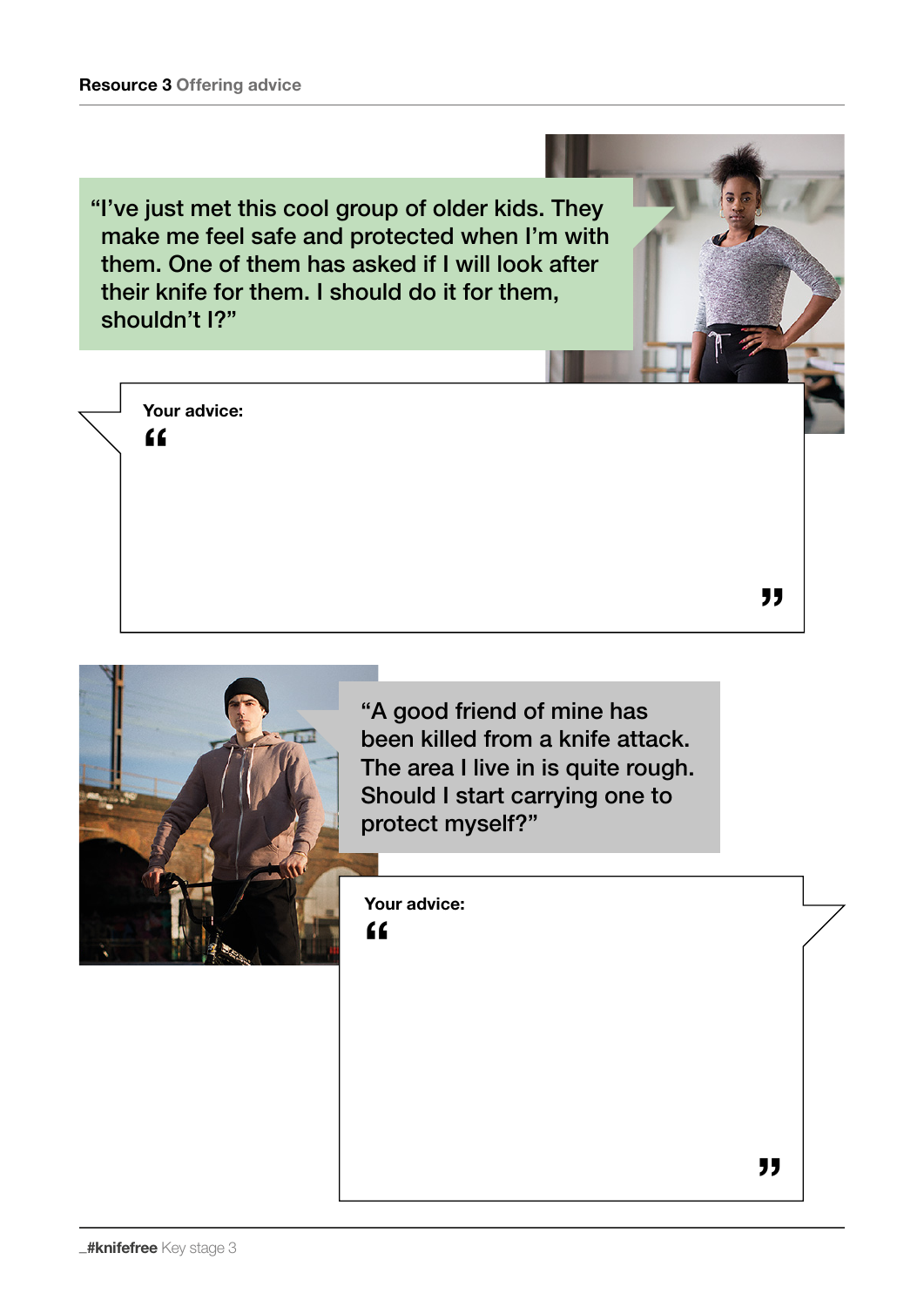**Resource 3** Offering advice

"I've just met this cool group of older kids. They make me feel safe and protected when I'm with them. One of them has asked if I will look after their knife for them. I should do it for them, shouldn't I?"

**Your advice:**

"

"

"A good friend of mine has been killed from a knife attack. The area I live in is quite rough. Should I start carrying one to protect myself?"

**Your advice:**

"

"